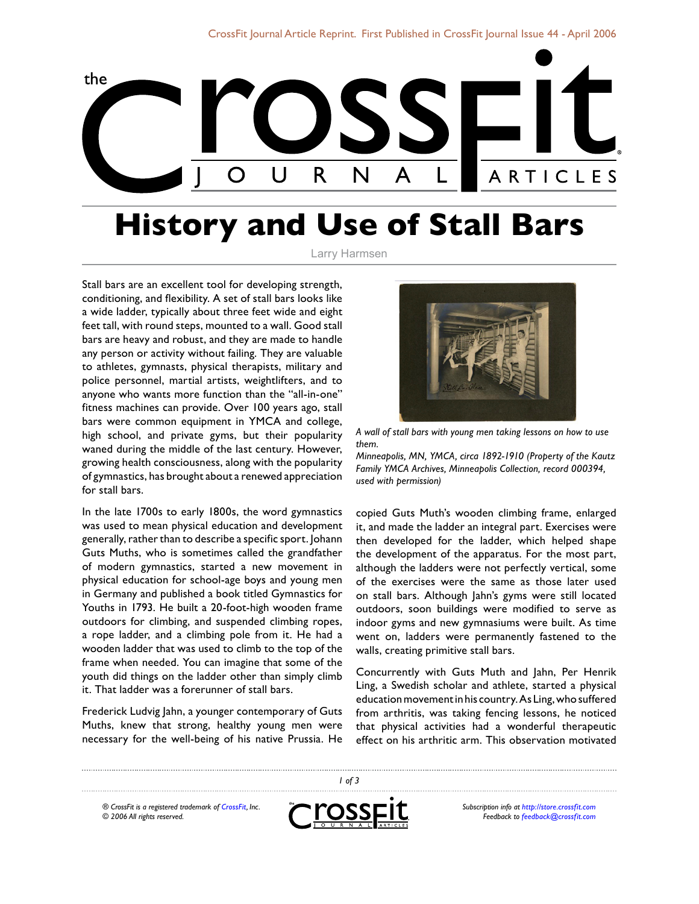# History and Use of Stall Bars

Larry Harmsen

Stall bars are an excellent tool for developing strength, conditioning, and flexibility. A set of stall bars looks like a wide ladder, typically about three feet wide and eight feet tall, with round steps, mounted to a wall. Good stall bars are heavy and robust, and they are made to handle any person or activity without failing. They are valuable to athletes, gymnasts, physical therapists, military and police personnel, martial artists, weightlifters, and to anyone who wants more function than the "all-in-one" fitness machines can provide. Over 100 years ago, stall bars were common equipment in YMCA and college, high school, and private gyms, but their popularity waned during the middle of the last century. However, growing health consciousness, along with the popularity of gymnastics, has brought about a renewed appreciation for stall bars.

*A wall of stall bars with young men taking lessons on how to use them.*
*Minneapolis, MN, YMCA, circa 1892-1910 (Property of the Kautz Family YMCA Archives, Minneapolis Collection, record 000394, used with permission)*

In the late 1700s to early 1800s, the word gymnastics was used to mean physical education and development generally, rather than to describe a specific sport. Johann Guts Muths, who is sometimes called the grandfather of modern gymnastics, started a new movement in physical education for school-age boys and young men in Germany and published a book titled Gymnastics for Youths in 1793. He built a 20-foot-high wooden frame outdoors for climbing, and suspended climbing ropes, a rope ladder, and a climbing pole from it. He had a wooden ladder that was used to climb to the top of the frame when needed. You can imagine that some of the youth did things on the ladder other than simply climb it. That ladder was a forerunner of stall bars.

Frederick Ludvig Jahn, a younger contemporary of Guts Muths, knew that strong, healthy young men were necessary for the well-being of his native Prussia. He copied Guts Muth's wooden climbing frame, enlarged it, and made the ladder an integral part. Exercises were then developed for the ladder, which helped shape the development of the apparatus. For the most part, although the ladders were not perfectly vertical, some of the exercises were the same as those later used on stall bars. Although Jahn's gyms were still located outdoors, soon buildings were modified to serve as indoor gyms and new gymnasiums were built. As time went on, ladders were permanently fastened to the walls, creating primitive stall bars.

Concurrently with Guts Muth and Jahn, Per Henrik Ling, a Swedish scholar and athlete, started a physical education movement in his country. As Ling, who suffered from arthritis, was taking fencing lessons, he noticed that physical activities had a wonderful therapeutic effect on his arthritic arm. This observation motivated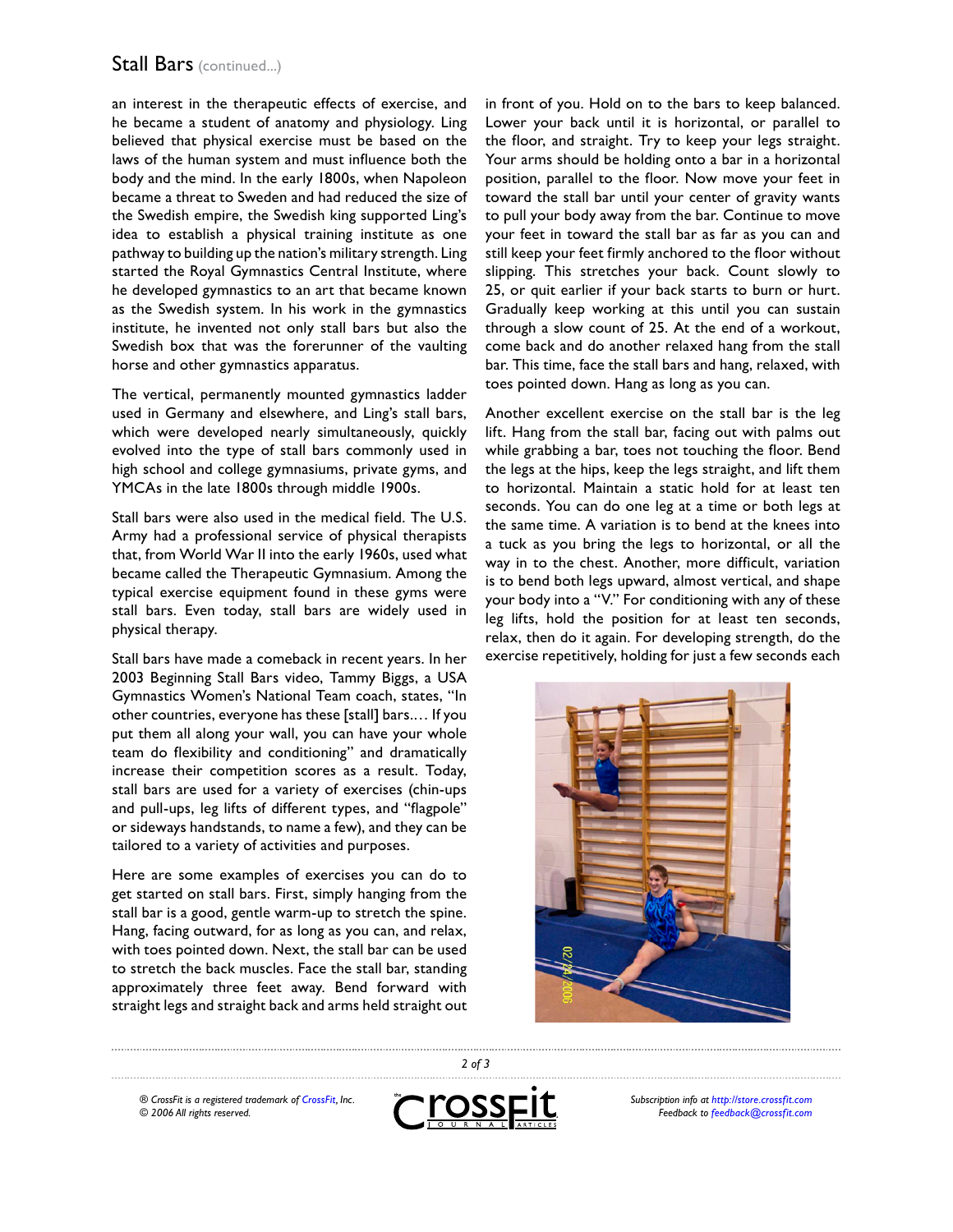## Stall Bars (continued...)

an interest in the therapeutic effects of exercise, and he became a student of anatomy and physiology. Ling believed that physical exercise must be based on the laws of the human system and must influence both the body and the mind. In the early 1800s, when Napoleon became a threat to Sweden and had reduced the size of the Swedish empire, the Swedish king supported Ling's idea to establish a physical training institute as one pathway to building up the nation's military strength. Ling started the Royal Gymnastics Central Institute, where he developed gymnastics to an art that became known as the Swedish system. In his work in the gymnastics institute, he invented not only stall bars but also the Swedish box that was the forerunner of the vaulting horse and other gymnastics apparatus.

The vertical, permanently mounted gymnastics ladder used in Germany and elsewhere, and Ling's stall bars, which were developed nearly simultaneously, quickly evolved into the type of stall bars commonly used in high school and college gymnasiums, private gyms, and YMCAs in the late 1800s through middle 1900s.

Stall bars were also used in the medical field. The U.S. Army had a professional service of physical therapists that, from World War II into the early 1960s, used what became called the Therapeutic Gymnasium. Among the typical exercise equipment found in these gyms were stall bars. Even today, stall bars are widely used in physical therapy.

Stall bars have made a comeback in recent years. In her 2003 Beginning Stall Bars video, Tammy Biggs, a USA Gymnastics Women's National Team coach, states, "In other countries, everyone has these [stall] bars.… If you put them all along your wall, you can have your whole team do flexibility and conditioning" and dramatically increase their competition scores as a result. Today, stall bars are used for a variety of exercises (chin-ups and pull-ups, leg lifts of different types, and "flagpole" or sideways handstands, to name a few), and they can be tailored to a variety of activities and purposes.

Here are some examples of exercises you can do to get started on stall bars. First, simply hanging from the stall bar is a good, gentle warm-up to stretch the spine. Hang, facing outward, for as long as you can, and relax, with toes pointed down. Next, the stall bar can be used to stretch the back muscles. Face the stall bar, standing approximately three feet away. Bend forward with straight legs and straight back and arms held straight out in front of you. Hold on to the bars to keep balanced. Lower your back until it is horizontal, or parallel to the floor, and straight. Try to keep your legs straight. Your arms should be holding onto a bar in a horizontal position, parallel to the floor. Now move your feet in toward the stall bar until your center of gravity wants to pull your body away from the bar. Continue to move your feet in toward the stall bar as far as you can and still keep your feet firmly anchored to the floor without slipping. This stretches your back. Count slowly to 25, or quit earlier if your back starts to burn or hurt. Gradually keep working at this until you can sustain through a slow count of 25. At the end of a workout, come back and do another relaxed hang from the stall bar. This time, face the stall bars and hang, relaxed, with toes pointed down. Hang as long as you can.

Another excellent exercise on the stall bar is the leg lift. Hang from the stall bar, facing out with palms out while grabbing a bar, toes not touching the floor. Bend the legs at the hips, keep the legs straight, and lift them to horizontal. Maintain a static hold for at least ten seconds. You can do one leg at a time or both legs at the same time. A variation is to bend at the knees into a tuck as you bring the legs to horizontal, or all the way in to the chest. Another, more difficult, variation is to bend both legs upward, almost vertical, and shape your body into a "V." For conditioning with any of these leg lifts, hold the position for at least ten seconds, relax, then do it again. For developing strength, do the exercise repetitively, holding for just a few seconds each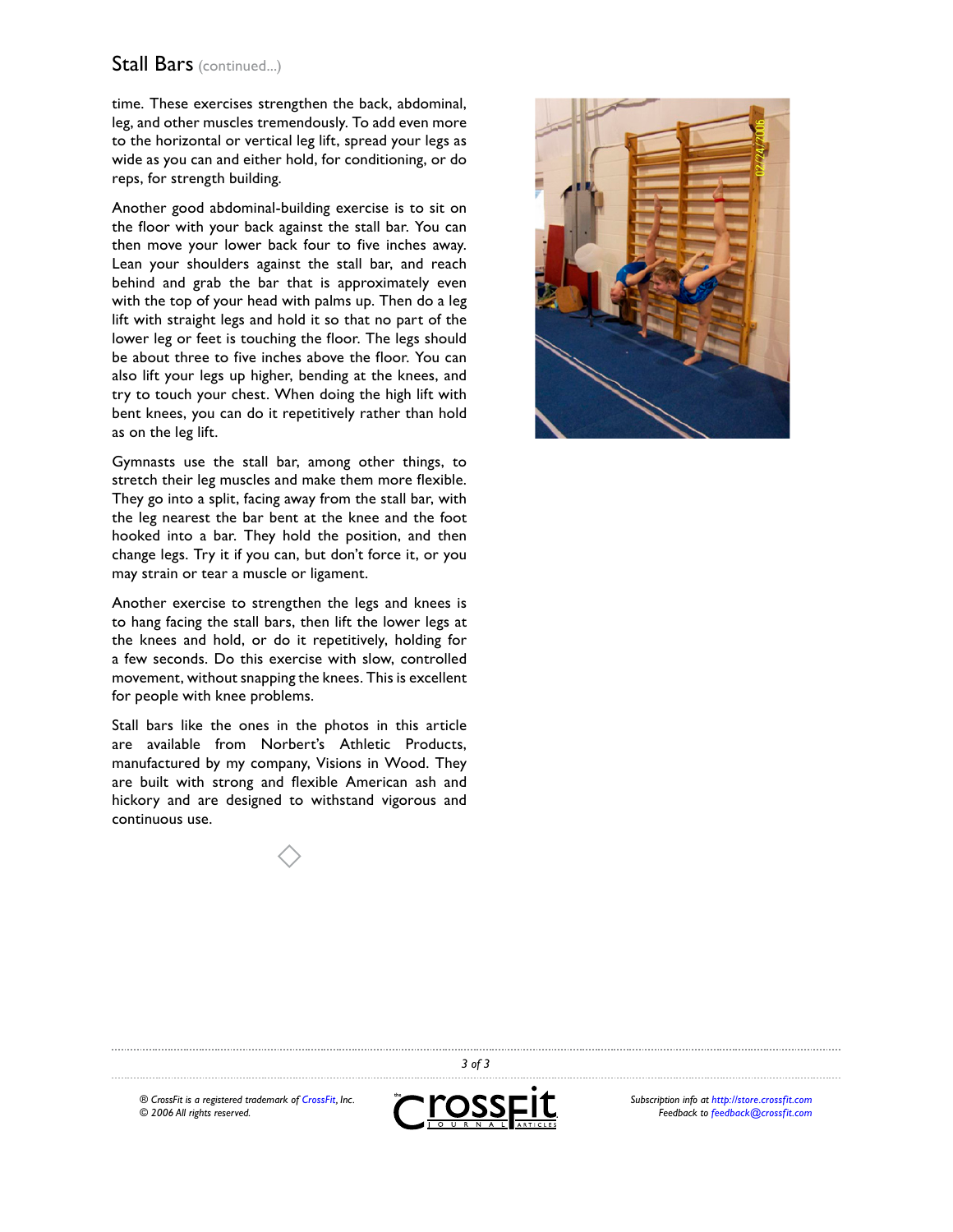time. These exercises strengthen the back, abdominal, leg, and other muscles tremendously. To add even more to the horizontal or vertical leg lift, spread your legs as wide as you can and either hold, for conditioning, or do reps, for strength building.

Another good abdominal-building exercise is to sit on the floor with your back against the stall bar. You can then move your lower back four to five inches away. Lean your shoulders against the stall bar, and reach behind and grab the bar that is approximately even with the top of your head with palms up. Then do a leg lift with straight legs and hold it so that no part of the lower leg or feet is touching the floor. The legs should be about three to five inches above the floor. You can also lift your legs up higher, bending at the knees, and try to touch your chest. When doing the high lift with bent knees, you can do it repetitively rather than hold as on the leg lift.

Gymnasts use the stall bar, among other things, to stretch their leg muscles and make them more flexible. They go into a split, facing away from the stall bar, with the leg nearest the bar bent at the knee and the foot hooked into a bar. They hold the position, and then change legs. Try it if you can, but don't force it, or you may strain or tear a muscle or ligament.

Another exercise to strengthen the legs and knees is to hang facing the stall bars, then lift the lower legs at the knees and hold, or do it repetitively, holding for a few seconds. Do this exercise with slow, controlled movement, without snapping the knees. This is excellent for people with knee problems.

Stall bars like the ones in the photos in this article are available from Norbert's Athletic Products, manufactured by my company, Visions in Wood. They are built with strong and flexible American ash and hickory and are designed to withstand vigorous and continuous use.

◇

® CrossFit is a registered trademark of CrossFit, Inc.
© 2006 All rights reserved.

Subscription info at http://store.crossfit.com
Feedback to feedback@crossfit.com